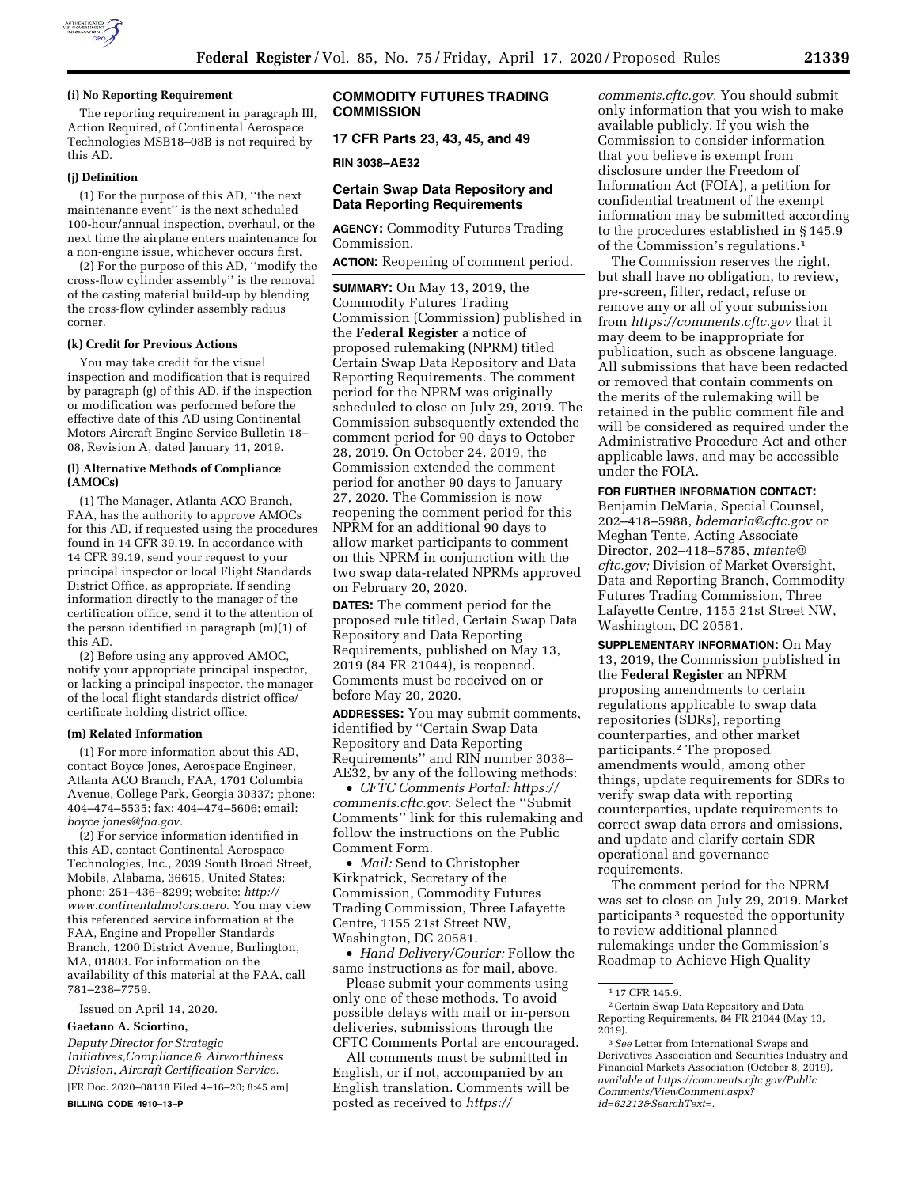#### (i) No Reporting Requirement

The reporting requirement in paragraph III, Action Required, of Continental Aerospace Technologies MSB18–08B is not required by this AD.

#### (j) Definition

(1) For the purpose of this AD, ''the next maintenance event'' is the next scheduled 100-hour/annual inspection, overhaul, or the next time the airplane enters maintenance for a non-engine issue, whichever occurs first.

(2) For the purpose of this AD, ''modify the cross-flow cylinder assembly'' is the removal of the casting material build-up by blending the cross-flow cylinder assembly radius corner.

#### (k) Credit for Previous Actions

You may take credit for the visual inspection and modification that is required by paragraph (g) of this AD, if the inspection or modification was performed before the effective date of this AD using Continental Motors Aircraft Engine Service Bulletin 18–08, Revision A, dated January 11, 2019.

#### (l) Alternative Methods of Compliance (AMOCs)

(1) The Manager, Atlanta ACO Branch, FAA, has the authority to approve AMOCs for this AD, if requested using the procedures found in 14 CFR 39.19. In accordance with 14 CFR 39.19, send your request to your principal inspector or local Flight Standards District Office, as appropriate. If sending information directly to the manager of the certification office, send it to the attention of the person identified in paragraph (m)(1) of this AD.

(2) Before using any approved AMOC, notify your appropriate principal inspector, or lacking a principal inspector, the manager of the local flight standards district office/certificate holding district office.

#### (m) Related Information

(1) For more information about this AD, contact Boyce Jones, Aerospace Engineer, Atlanta ACO Branch, FAA, 1701 Columbia Avenue, College Park, Georgia 30337; phone: 404–474–5535; fax: 404–474–5606; email: *boyce.jones@faa.gov.*

(2) For service information identified in this AD, contact Continental Aerospace Technologies, Inc., 2039 South Broad Street, Mobile, Alabama, 36615, United States; phone: 251–436–8299; website: *http://www.continentalmotors.aero.* You may view this referenced service information at the FAA, Engine and Propeller Standards Branch, 1200 District Avenue, Burlington, MA, 01803. For information on the availability of this material at the FAA, call 781–238–7759.

Issued on April 14, 2020.

**Gaetano A. Sciortino,**

*Deputy Director for Strategic Initiatives,Compliance & Airworthiness Division, Aircraft Certification Service.*

[FR Doc. 2020–08118 Filed 4–16–20; 8:45 am]

**BILLING CODE 4910–13–P**

## COMMODITY FUTURES TRADING COMMISSION

### 17 CFR Parts 23, 43, 45, and 49

**RIN 3038–AE32**

### Certain Swap Data Repository and Data Reporting Requirements

**AGENCY:** Commodity Futures Trading Commission.

**ACTION:** Reopening of comment period.

**SUMMARY:** On May 13, 2019, the Commodity Futures Trading Commission (Commission) published in the **Federal Register** a notice of proposed rulemaking (NPRM) titled Certain Swap Data Repository and Data Reporting Requirements. The comment period for the NPRM was originally scheduled to close on July 29, 2019. The Commission subsequently extended the comment period for 90 days to October 28, 2019. On October 24, 2019, the Commission extended the comment period for another 90 days to January 27, 2020. The Commission is now reopening the comment period for this NPRM for an additional 90 days to allow market participants to comment on this NPRM in conjunction with the two swap data-related NPRMs approved on February 20, 2020.

**DATES:** The comment period for the proposed rule titled, Certain Swap Data Repository and Data Reporting Requirements, published on May 13, 2019 (84 FR 21044), is reopened. Comments must be received on or before May 20, 2020.

**ADDRESSES:** You may submit comments, identified by ''Certain Swap Data Repository and Data Reporting Requirements'' and RIN number 3038–AE32, by any of the following methods:

- *CFTC Comments Portal: https://comments.cftc.gov.* Select the ''Submit Comments'' link for this rulemaking and follow the instructions on the Public Comment Form.
- *Mail:* Send to Christopher Kirkpatrick, Secretary of the Commission, Commodity Futures Trading Commission, Three Lafayette Centre, 1155 21st Street NW, Washington, DC 20581.
- *Hand Delivery/Courier:* Follow the same instructions as for mail, above.

Please submit your comments using only one of these methods. To avoid possible delays with mail or in-person deliveries, submissions through the CFTC Comments Portal are encouraged.

All comments must be submitted in English, or if not, accompanied by an English translation. Comments will be posted as received to *https://comments.cftc.gov.* You should submit only information that you wish to make available publicly. If you wish the Commission to consider information that you believe is exempt from disclosure under the Freedom of Information Act (FOIA), a petition for confidential treatment of the exempt information may be submitted according to the procedures established in § 145.9 of the Commission's regulations.[1]

The Commission reserves the right, but shall have no obligation, to review, pre-screen, filter, redact, refuse or remove any or all of your submission from *https://comments.cftc.gov* that it may deem to be inappropriate for publication, such as obscene language. All submissions that have been redacted or removed that contain comments on the merits of the rulemaking will be retained in the public comment file and will be considered as required under the Administrative Procedure Act and other applicable laws, and may be accessible under the FOIA.

**FOR FURTHER INFORMATION CONTACT:** Benjamin DeMaria, Special Counsel, 202–418–5988, *bdemaria@cftc.gov* or Meghan Tente, Acting Associate Director, 202–418–5785, *mtente@cftc.gov;* Division of Market Oversight, Data and Reporting Branch, Commodity Futures Trading Commission, Three Lafayette Centre, 1155 21st Street NW, Washington, DC 20581.

**SUPPLEMENTARY INFORMATION:** On May 13, 2019, the Commission published in the **Federal Register** an NPRM proposing amendments to certain regulations applicable to swap data repositories (SDRs), reporting counterparties, and other market participants.[2] The proposed amendments would, among other things, update requirements for SDRs to verify swap data with reporting counterparties, update requirements to correct swap data errors and omissions, and update and clarify certain SDR operational and governance requirements.

The comment period for the NPRM was set to close on July 29, 2019. Market participants[3] requested the opportunity to review additional planned rulemakings under the Commission's Roadmap to Achieve High Quality

---

[1] 17 CFR 145.9.

[2] Certain Swap Data Repository and Data Reporting Requirements, 84 FR 21044 (May 13, 2019).

[3] *See* Letter from International Swaps and Derivatives Association and Securities Industry and Financial Markets Association (October 8, 2019), *available at https://comments.cftc.gov/PublicComments/ViewComment.aspx?id=62212&SearchText=.*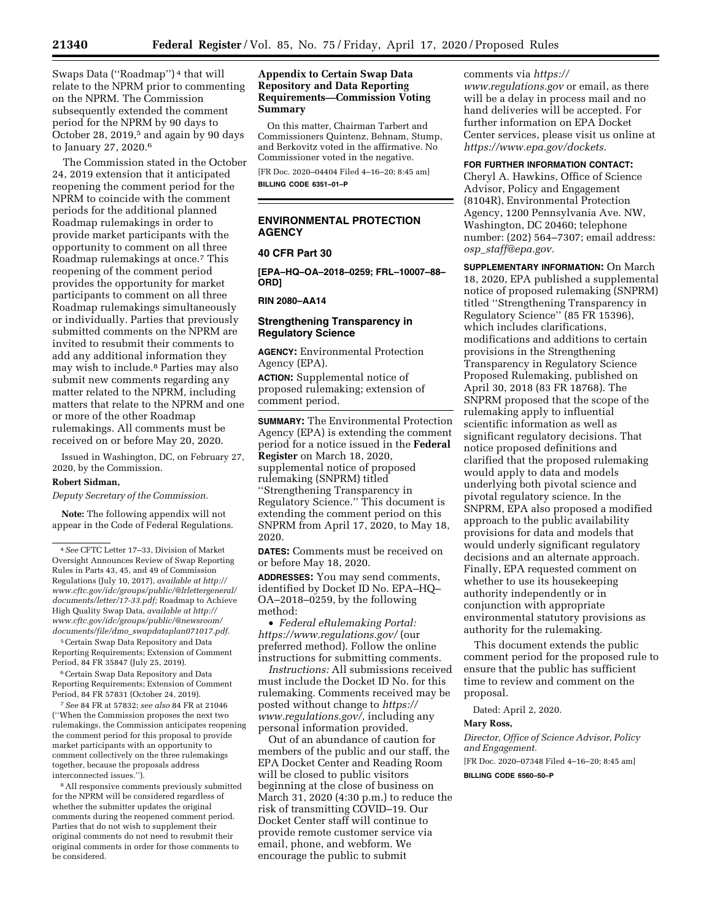Swaps Data (''Roadmap'')[4] that will relate to the NPRM prior to commenting on the NPRM. The Commission subsequently extended the comment period for the NPRM by 90 days to October 28, 2019,[5] and again by 90 days to January 27, 2020.[6]

The Commission stated in the October 24, 2019 extension that it anticipated reopening the comment period for the NPRM to coincide with the comment periods for the additional planned Roadmap rulemakings in order to provide market participants with the opportunity to comment on all three Roadmap rulemakings at once.[7] This reopening of the comment period provides the opportunity for market participants to comment on all three Roadmap rulemakings simultaneously or individually. Parties that previously submitted comments on the NPRM are invited to resubmit their comments to add any additional information they may wish to include.[8] Parties may also submit new comments regarding any matter related to the NPRM, including matters that relate to the NPRM and one or more of the other Roadmap rulemakings. All comments must be received on or before May 20, 2020.

Issued in Washington, DC, on February 27, 2020, by the Commission.

**Robert Sidman,**

*Deputy Secretary of the Commission.*

**Note:** The following appendix will not appear in the Code of Federal Regulations.

### Appendix to Certain Swap Data Repository and Data Reporting Requirements—Commission Voting Summary

On this matter, Chairman Tarbert and Commissioners Quintenz, Behnam, Stump, and Berkovitz voted in the affirmative. No Commissioner voted in the negative.

[FR Doc. 2020–04404 Filed 4–16–20; 8:45 am]

**BILLING CODE 6351–01–P**

[4] *See* CFTC Letter 17–33, Division of Market Oversight Announces Review of Swap Reporting Rules in Parts 43, 45, and 49 of Commission Regulations (July 10, 2017), *available at http://www.cftc.gov/idc/groups/public/@lrlettergeneral/documents/letter/17-33.pdf;* Roadmap to Achieve High Quality Swap Data, *available at http://www.cftc.gov/idc/groups/public/@newsroom/documents/file/dmo_swapdataplan071017.pdf.*

[5] Certain Swap Data Repository and Data Reporting Requirements; Extension of Comment Period, 84 FR 35847 (July 25, 2019).

[6] Certain Swap Data Repository and Data Reporting Requirements; Extension of Comment Period, 84 FR 57831 (October 24, 2019).

[7] *See* 84 FR at 57832; *see also* 84 FR at 21046 (''When the Commission proposes the next two rulemakings, the Commission anticipates reopening the comment period for this proposal to provide market participants with an opportunity to comment collectively on the three rulemakings together, because the proposals address interconnected issues.'').

[8] All responsive comments previously submitted for the NPRM will be considered regardless of whether the submitter updates the original comments during the reopened comment period. Parties that do not wish to supplement their original comments do not need to resubmit their original comments in order for those comments to be considered.

## ENVIRONMENTAL PROTECTION AGENCY

### 40 CFR Part 30

**[EPA–HQ–OA–2018–0259; FRL–10007–88–ORD]**

**RIN 2080–AA14**

### Strengthening Transparency in Regulatory Science

**AGENCY:** Environmental Protection Agency (EPA).

**ACTION:** Supplemental notice of proposed rulemaking; extension of comment period.

**SUMMARY:** The Environmental Protection Agency (EPA) is extending the comment period for a notice issued in the **Federal Register** on March 18, 2020, supplemental notice of proposed rulemaking (SNPRM) titled ''Strengthening Transparency in Regulatory Science.'' This document is extending the comment period on this SNPRM from April 17, 2020, to May 18, 2020.

**DATES:** Comments must be received on or before May 18, 2020.

**ADDRESSES:** You may send comments, identified by Docket ID No. EPA–HQ–OA–2018–0259, by the following method:

- *Federal eRulemaking Portal: https://www.regulations.gov/* (our preferred method). Follow the online instructions for submitting comments.

*Instructions:* All submissions received must include the Docket ID No. for this rulemaking. Comments received may be posted without change to *https://www.regulations.gov/,* including any personal information provided.

Out of an abundance of caution for members of the public and our staff, the EPA Docket Center and Reading Room will be closed to public visitors beginning at the close of business on March 31, 2020 (4:30 p.m.) to reduce the risk of transmitting COVID–19. Our Docket Center staff will continue to provide remote customer service via email, phone, and webform. We encourage the public to submit comments via *https://www.regulations.gov* or email, as there will be a delay in process mail and no hand deliveries will be accepted. For further information on EPA Docket Center services, please visit us online at *https://www.epa.gov/dockets.*

**FOR FURTHER INFORMATION CONTACT:** Cheryl A. Hawkins, Office of Science Advisor, Policy and Engagement (8104R), Environmental Protection Agency, 1200 Pennsylvania Ave. NW, Washington, DC 20460; telephone number: (202) 564–7307; email address: *osp_staff@epa.gov.*

**SUPPLEMENTARY INFORMATION:** On March 18, 2020, EPA published a supplemental notice of proposed rulemaking (SNPRM) titled ''Strengthening Transparency in Regulatory Science'' (85 FR 15396), which includes clarifications, modifications and additions to certain provisions in the Strengthening Transparency in Regulatory Science Proposed Rulemaking, published on April 30, 2018 (83 FR 18768). The SNPRM proposed that the scope of the rulemaking apply to influential scientific information as well as significant regulatory decisions. That notice proposed definitions and clarified that the proposed rulemaking would apply to data and models underlying both pivotal science and pivotal regulatory science. In the SNPRM, EPA also proposed a modified approach to the public availability provisions for data and models that would underly significant regulatory decisions and an alternate approach. Finally, EPA requested comment on whether to use its housekeeping authority independently or in conjunction with appropriate environmental statutory provisions as authority for the rulemaking.

This document extends the public comment period for the proposed rule to ensure that the public has sufficient time to review and comment on the proposal.

Dated: April 2, 2020.

**Mary Ross,**

*Director, Office of Science Advisor, Policy and Engagement.*

[FR Doc. 2020–07348 Filed 4–16–20; 8:45 am]

**BILLING CODE 6560–50–P**